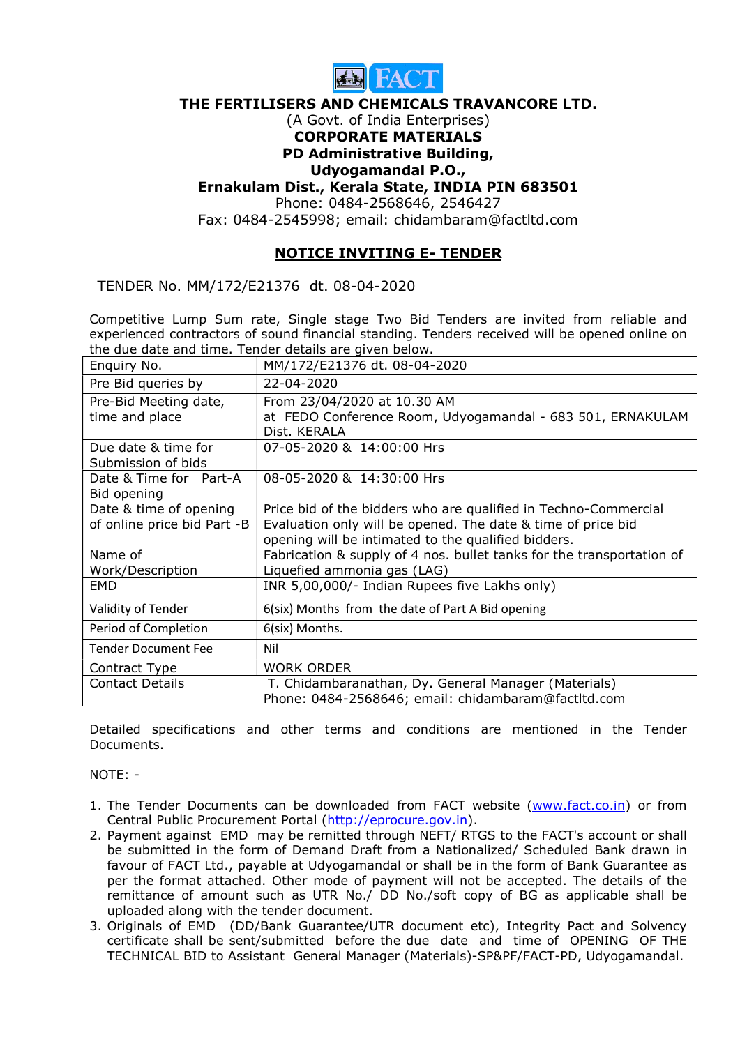**THE FERTILISERS AND CHEMICALS TRAVANCORE LTD.**
(A Govt. of India Enterprises)
**CORPORATE MATERIALS**
**PD Administrative Building,**
**Udyogamandal P.O.,**
**Ernakulam Dist., Kerala State, INDIA PIN 683501**
Phone: 0484-2568646, 2546427
Fax: 0484-2545998; email: chidambaram@factltd.com

## NOTICE INVITING E- TENDER

TENDER No. MM/172/E21376 dt. 08-04-2020

Competitive Lump Sum rate, Single stage Two Bid Tenders are invited from reliable and experienced contractors of sound financial standing. Tenders received will be opened online on the due date and time. Tender details are given below.

| Enquiry No. | MM/172/E21376 dt. 08-04-2020 |
|---|---|
| Pre Bid queries by | 22-04-2020 |
| Pre-Bid Meeting date, time and place | From 23/04/2020 at 10.30 AM at FEDO Conference Room, Udyogamandal - 683 501, ERNAKULAM Dist. KERALA |
| Due date & time for Submission of bids | 07-05-2020 & 14:00:00 Hrs |
| Date & Time for Part-A Bid opening | 08-05-2020 & 14:30:00 Hrs |
| Date & time of opening of online price bid Part -B | Price bid of the bidders who are qualified in Techno-Commercial Evaluation only will be opened. The date & time of price bid opening will be intimated to the qualified bidders. |
| Name of Work/Description | Fabrication & supply of 4 nos. bullet tanks for the transportation of Liquefied ammonia gas (LAG) |
| EMD | INR 5,00,000/- Indian Rupees five Lakhs only) |
| Validity of Tender | 6(six) Months from the date of Part A Bid opening |
| Period of Completion | 6(six) Months. |
| Tender Document Fee | Nil |
| Contract Type | WORK ORDER |
| Contact Details | T. Chidambaranathan, Dy. General Manager (Materials) Phone: 0484-2568646; email: chidambaram@factltd.com |

Detailed specifications and other terms and conditions are mentioned in the Tender Documents.

NOTE: -

1. The Tender Documents can be downloaded from FACT website (www.fact.co.in) or from Central Public Procurement Portal (http://eprocure.gov.in).
2. Payment against EMD may be remitted through NEFT/ RTGS to the FACT's account or shall be submitted in the form of Demand Draft from a Nationalized/ Scheduled Bank drawn in favour of FACT Ltd., payable at Udyogamandal or shall be in the form of Bank Guarantee as per the format attached. Other mode of payment will not be accepted. The details of the remittance of amount such as UTR No./ DD No./soft copy of BG as applicable shall be uploaded along with the tender document.
3. Originals of EMD (DD/Bank Guarantee/UTR document etc), Integrity Pact and Solvency certificate shall be sent/submitted before the due date and time of OPENING OF THE TECHNICAL BID to Assistant General Manager (Materials)-SP&PF/FACT-PD, Udyogamandal.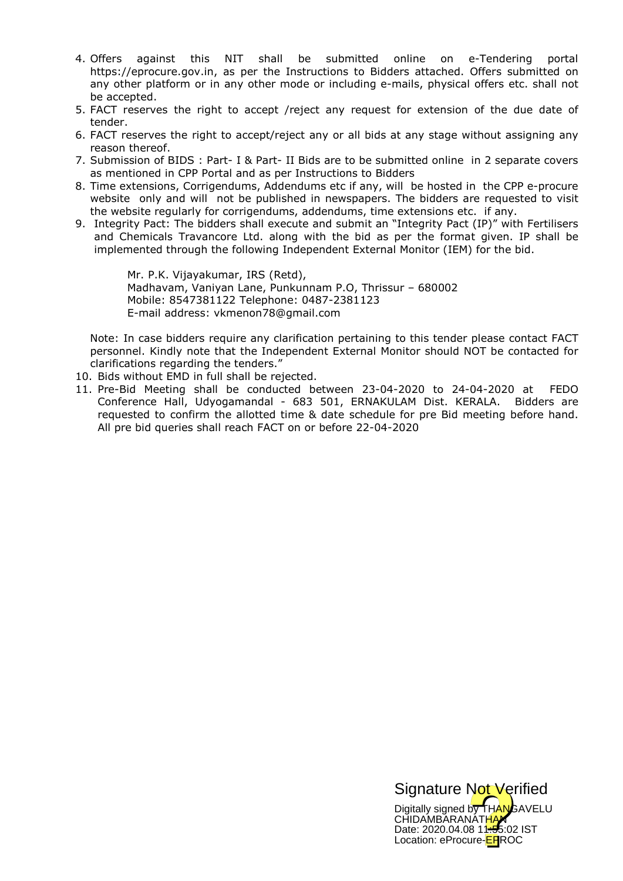4. Offers against this NIT shall be submitted online on e-Tendering portal https://eprocure.gov.in, as per the Instructions to Bidders attached. Offers submitted on any other platform or in any other mode or including e-mails, physical offers etc. shall not be accepted.
5. FACT reserves the right to accept /reject any request for extension of the due date of tender.
6. FACT reserves the right to accept/reject any or all bids at any stage without assigning any reason thereof.
7. Submission of BIDS : Part- I & Part- II Bids are to be submitted online in 2 separate covers as mentioned in CPP Portal and as per Instructions to Bidders
8. Time extensions, Corrigendums, Addendums etc if any, will be hosted in the CPP e-procure website only and will not be published in newspapers. The bidders are requested to visit the website regularly for corrigendums, addendums, time extensions etc. if any.
9. Integrity Pact: The bidders shall execute and submit an "Integrity Pact (IP)" with Fertilisers and Chemicals Travancore Ltd. along with the bid as per the format given. IP shall be implemented through the following Independent External Monitor (IEM) for the bid.

   Mr. P.K. Vijayakumar, IRS (Retd),
   Madhavam, Vaniyan Lane, Punkunnam P.O, Thrissur – 680002
   Mobile: 8547381122 Telephone: 0487-2381123
   E-mail address: vkmenon78@gmail.com

   Note: In case bidders require any clarification pertaining to this tender please contact FACT personnel. Kindly note that the Independent External Monitor should NOT be contacted for clarifications regarding the tenders."
10. Bids without EMD in full shall be rejected.
11. Pre-Bid Meeting shall be conducted between 23-04-2020 to 24-04-2020 at FEDO Conference Hall, Udyogamandal - 683 501, ERNAKULAM Dist. KERALA. Bidders are requested to confirm the allotted time & date schedule for pre Bid meeting before hand. All pre bid queries shall reach FACT on or before 22-04-2020

Signature Not Verified

Digitally signed by THANGAVELU CHIDAMBARANATHAN
Date: 2020.04.08 11:55:02 IST
Location: eProcure-EPROC